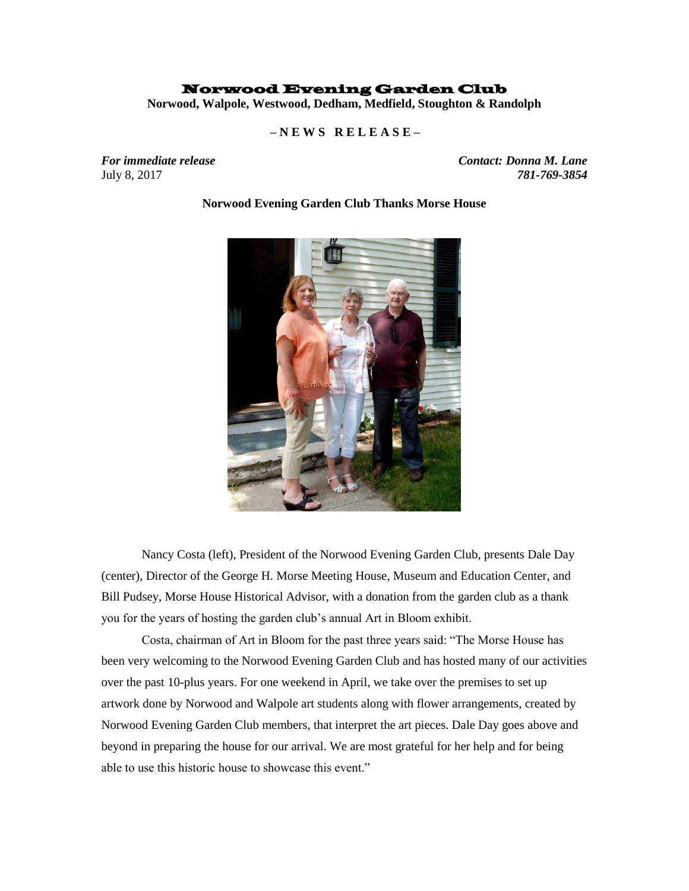# Norwood Evening Garden Club

**Norwood, Walpole, Westwood, Dedham, Medfield, Stoughton & Randolph**

**– N E W S R E L E A S E –**

***For immediate release*** — ***Contact: Donna M. Lane***

July 8, 2017 — ***781-769-3854***

**Norwood Evening Garden Club Thanks Morse House**

Nancy Costa (left), President of the Norwood Evening Garden Club, presents Dale Day (center), Director of the George H. Morse Meeting House, Museum and Education Center, and Bill Pudsey, Morse House Historical Advisor, with a donation from the garden club as a thank you for the years of hosting the garden club's annual Art in Bloom exhibit.

Costa, chairman of Art in Bloom for the past three years said: "The Morse House has been very welcoming to the Norwood Evening Garden Club and has hosted many of our activities over the past 10-plus years. For one weekend in April, we take over the premises to set up artwork done by Norwood and Walpole art students along with flower arrangements, created by Norwood Evening Garden Club members, that interpret the art pieces. Dale Day goes above and beyond in preparing the house for our arrival. We are most grateful for her help and for being able to use this historic house to showcase this event."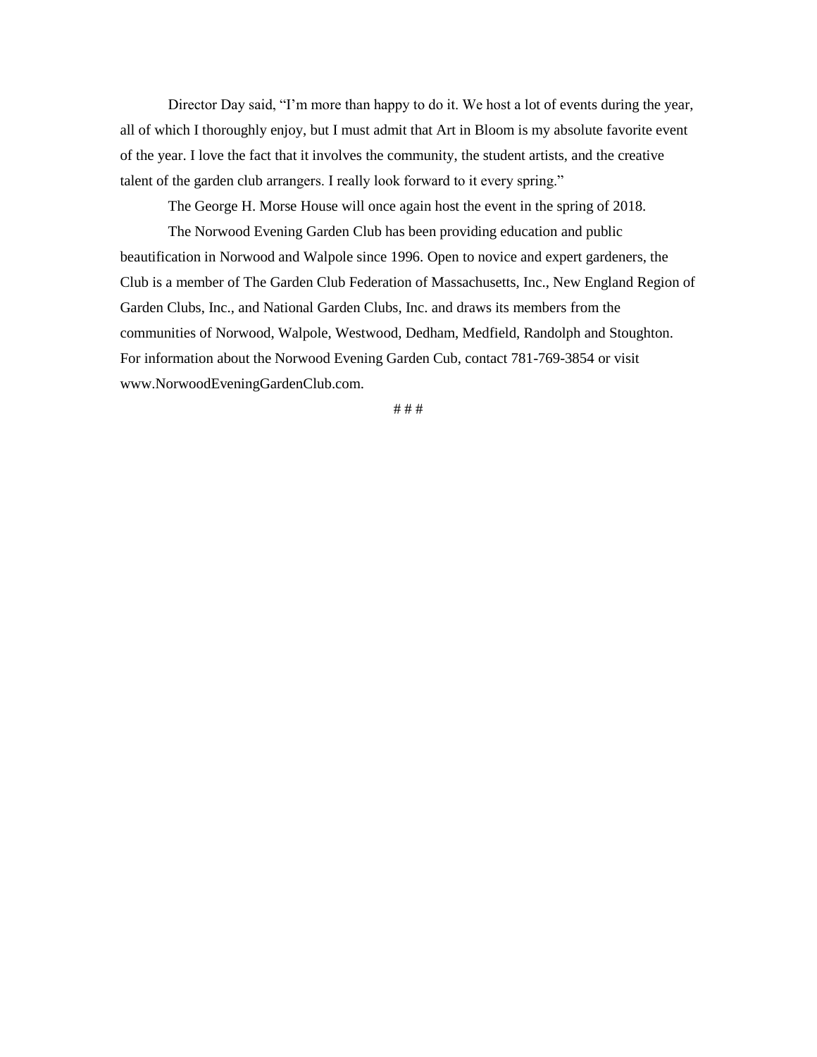Director Day said, “I’m more than happy to do it. We host a lot of events during the year, all of which I thoroughly enjoy, but I must admit that Art in Bloom is my absolute favorite event of the year. I love the fact that it involves the community, the student artists, and the creative talent of the garden club arrangers. I really look forward to it every spring.”

The George H. Morse House will once again host the event in the spring of 2018.

The Norwood Evening Garden Club has been providing education and public beautification in Norwood and Walpole since 1996. Open to novice and expert gardeners, the Club is a member of The Garden Club Federation of Massachusetts, Inc., New England Region of Garden Clubs, Inc., and National Garden Clubs, Inc. and draws its members from the communities of Norwood, Walpole, Westwood, Dedham, Medfield, Randolph and Stoughton. For information about the Norwood Evening Garden Cub, contact 781-769-3854 or visit www.NorwoodEveningGardenClub.com.

# # #